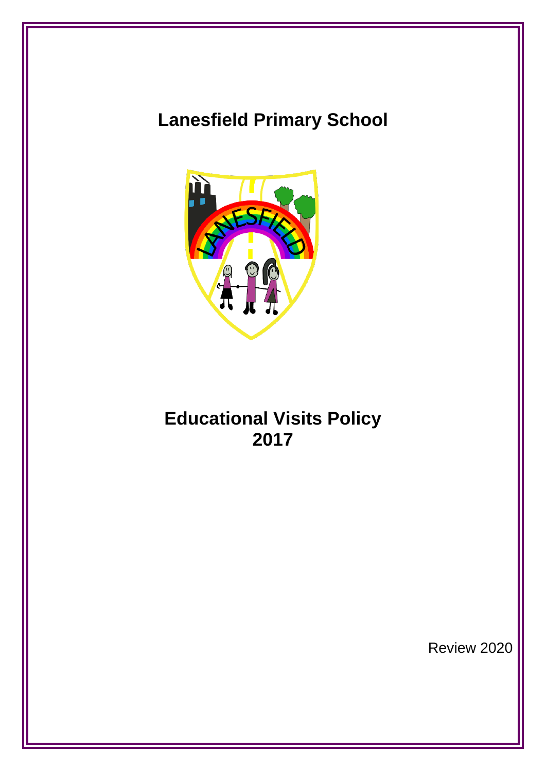# Lanesfield Primary School

# Educational Visits Policy 2017

Review 2020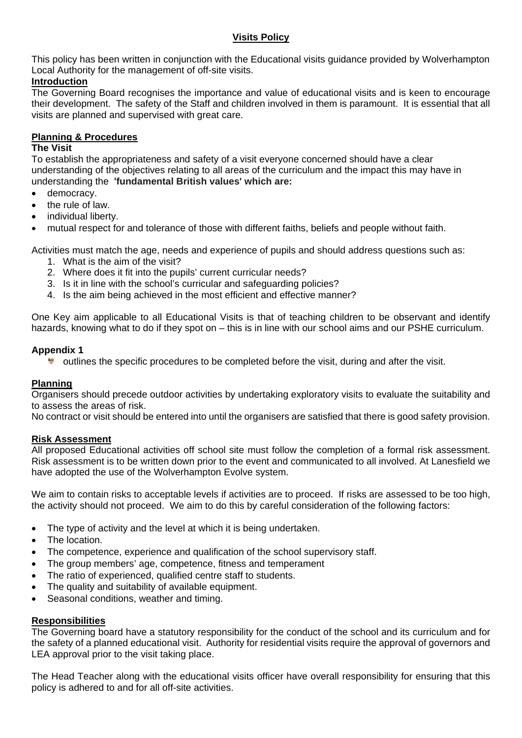# Visits Policy

This policy has been written in conjunction with the Educational visits guidance provided by Wolverhampton Local Authority for the management of off-site visits.

## Introduction

The Governing Board recognises the importance and value of educational visits and is keen to encourage their development. The safety of the Staff and children involved in them is paramount. It is essential that all visits are planned and supervised with great care.

## Planning & Procedures

### The Visit

To establish the appropriateness and safety of a visit everyone concerned should have a clear understanding of the objectives relating to all areas of the curriculum and the impact this may have in understanding the **'fundamental British values' which are:**

- democracy.
- the rule of law.
- individual liberty.
- mutual respect for and tolerance of those with different faiths, beliefs and people without faith.

Activities must match the age, needs and experience of pupils and should address questions such as:

1. What is the aim of the visit?
2. Where does it fit into the pupils' current curricular needs?
3. Is it in line with the school's curricular and safeguarding policies?
4. Is the aim being achieved in the most efficient and effective manner?

One Key aim applicable to all Educational Visits is that of teaching children to be observant and identify hazards, knowing what to do if they spot on – this is in line with our school aims and our PSHE curriculum.

### Appendix 1

- outlines the specific procedures to be completed before the visit, during and after the visit.

## Planning

Organisers should precede outdoor activities by undertaking exploratory visits to evaluate the suitability and to assess the areas of risk.

No contract or visit should be entered into until the organisers are satisfied that there is good safety provision.

## Risk Assessment

All proposed Educational activities off school site must follow the completion of a formal risk assessment. Risk assessment is to be written down prior to the event and communicated to all involved. At Lanesfield we have adopted the use of the Wolverhampton Evolve system.

We aim to contain risks to acceptable levels if activities are to proceed. If risks are assessed to be too high, the activity should not proceed. We aim to do this by careful consideration of the following factors:

- The type of activity and the level at which it is being undertaken.
- The location.
- The competence, experience and qualification of the school supervisory staff.
- The group members' age, competence, fitness and temperament
- The ratio of experienced, qualified centre staff to students.
- The quality and suitability of available equipment.
- Seasonal conditions, weather and timing.

## Responsibilities

The Governing board have a statutory responsibility for the conduct of the school and its curriculum and for the safety of a planned educational visit. Authority for residential visits require the approval of governors and LEA approval prior to the visit taking place.

The Head Teacher along with the educational visits officer have overall responsibility for ensuring that this policy is adhered to and for all off-site activities.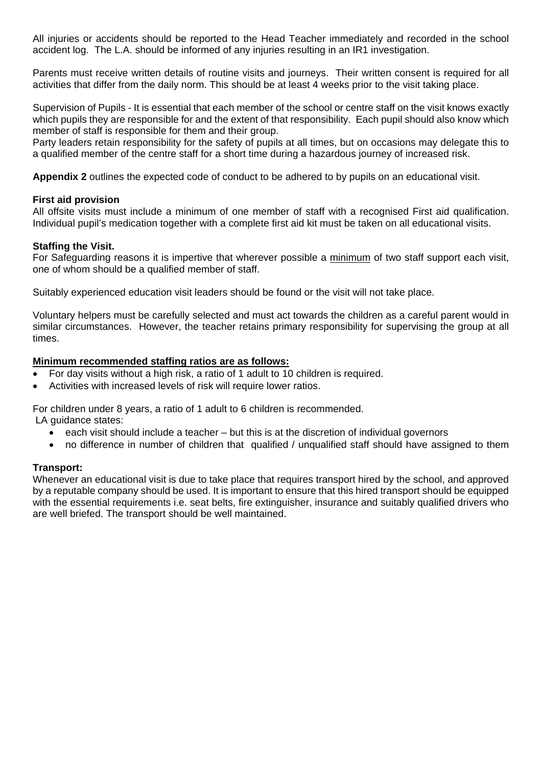All injuries or accidents should be reported to the Head Teacher immediately and recorded in the school accident log. The L.A. should be informed of any injuries resulting in an IR1 investigation.

Parents must receive written details of routine visits and journeys. Their written consent is required for all activities that differ from the daily norm. This should be at least 4 weeks prior to the visit taking place.

Supervision of Pupils - It is essential that each member of the school or centre staff on the visit knows exactly which pupils they are responsible for and the extent of that responsibility. Each pupil should also know which member of staff is responsible for them and their group.
Party leaders retain responsibility for the safety of pupils at all times, but on occasions may delegate this to a qualified member of the centre staff for a short time during a hazardous journey of increased risk.

**Appendix 2** outlines the expected code of conduct to be adhered to by pupils on an educational visit.

**First aid provision**
All offsite visits must include a minimum of one member of staff with a recognised First aid qualification. Individual pupil's medication together with a complete first aid kit must be taken on all educational visits.

**Staffing the Visit.**
For Safeguarding reasons it is impertive that wherever possible a minimum of two staff support each visit, one of whom should be a qualified member of staff.

Suitably experienced education visit leaders should be found or the visit will not take place.

Voluntary helpers must be carefully selected and must act towards the children as a careful parent would in similar circumstances. However, the teacher retains primary responsibility for supervising the group at all times.

**Minimum recommended staffing ratios are as follows:**

- For day visits without a high risk, a ratio of 1 adult to 10 children is required.
- Activities with increased levels of risk will require lower ratios.

For children under 8 years, a ratio of 1 adult to 6 children is recommended.
LA guidance states:

- each visit should include a teacher – but this is at the discretion of individual governors
- no difference in number of children that qualified / unqualified staff should have assigned to them

**Transport:**
Whenever an educational visit is due to take place that requires transport hired by the school, and approved by a reputable company should be used. It is important to ensure that this hired transport should be equipped with the essential requirements i.e. seat belts, fire extinguisher, insurance and suitably qualified drivers who are well briefed. The transport should be well maintained.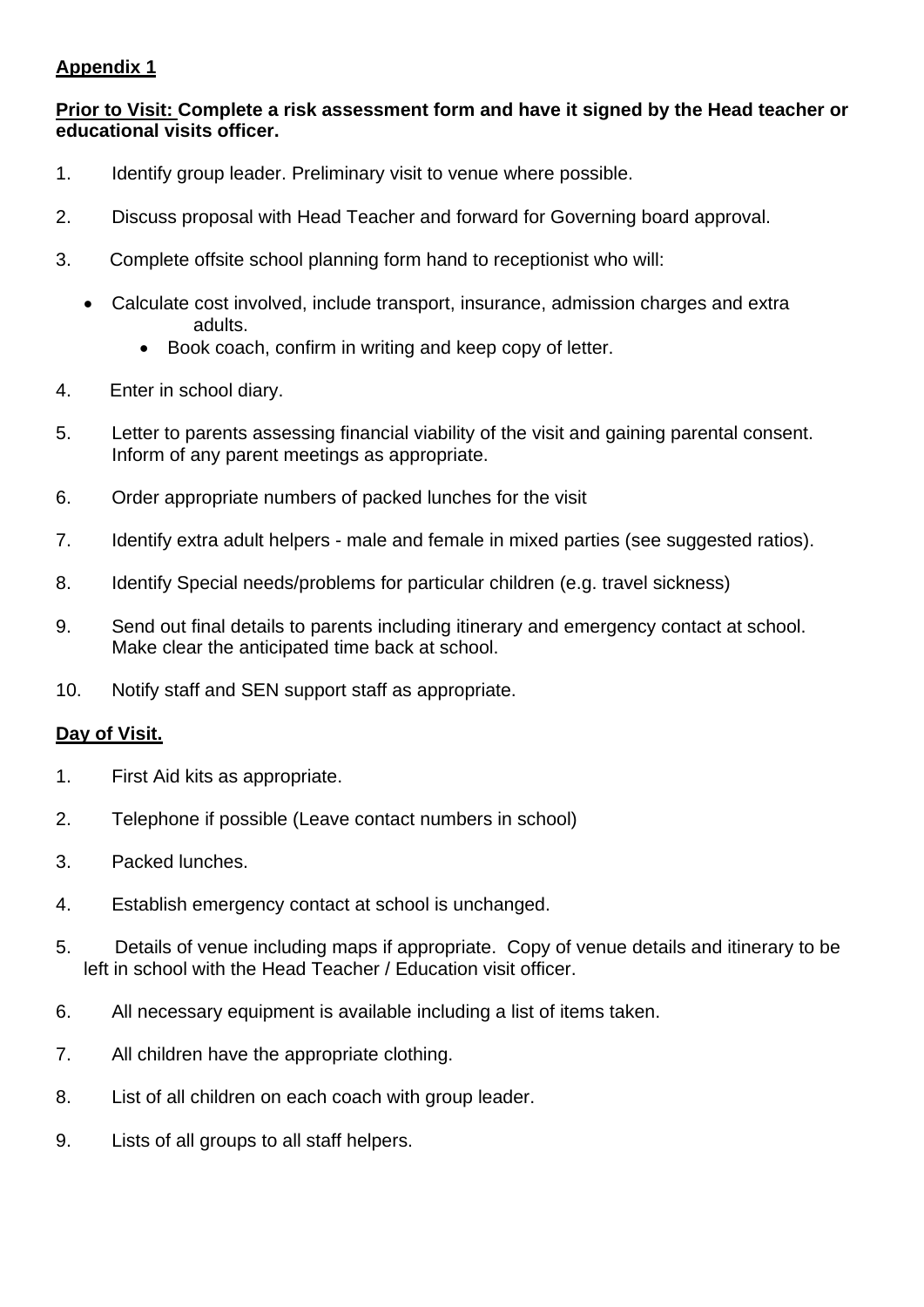**Appendix 1**

**Prior to Visit: Complete a risk assessment form and have it signed by the Head teacher or educational visits officer.**

1. Identify group leader. Preliminary visit to venue where possible.
2. Discuss proposal with Head Teacher and forward for Governing board approval.
3. Complete offsite school planning form hand to receptionist who will:
    - Calculate cost involved, include transport, insurance, admission charges and extra adults.
        - Book coach, confirm in writing and keep copy of letter.
4. Enter in school diary.
5. Letter to parents assessing financial viability of the visit and gaining parental consent. Inform of any parent meetings as appropriate.
6. Order appropriate numbers of packed lunches for the visit
7. Identify extra adult helpers - male and female in mixed parties (see suggested ratios).
8. Identify Special needs/problems for particular children (e.g. travel sickness)
9. Send out final details to parents including itinerary and emergency contact at school. Make clear the anticipated time back at school.
10. Notify staff and SEN support staff as appropriate.

**Day of Visit.**

1. First Aid kits as appropriate.
2. Telephone if possible (Leave contact numbers in school)
3. Packed lunches.
4. Establish emergency contact at school is unchanged.
5. Details of venue including maps if appropriate. Copy of venue details and itinerary to be left in school with the Head Teacher / Education visit officer.
6. All necessary equipment is available including a list of items taken.
7. All children have the appropriate clothing.
8. List of all children on each coach with group leader.
9. Lists of all groups to all staff helpers.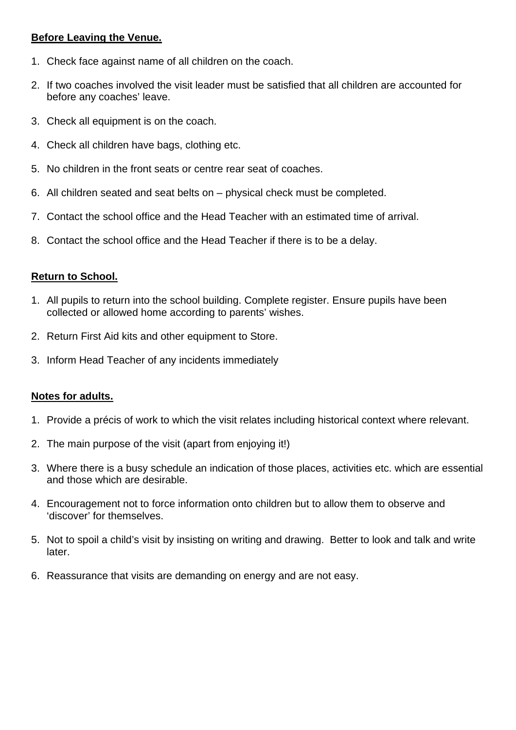**Before Leaving the Venue.**

1. Check face against name of all children on the coach.
2. If two coaches involved the visit leader must be satisfied that all children are accounted for before any coaches' leave.
3. Check all equipment is on the coach.
4. Check all children have bags, clothing etc.
5. No children in the front seats or centre rear seat of coaches.
6. All children seated and seat belts on – physical check must be completed.
7. Contact the school office and the Head Teacher with an estimated time of arrival.
8. Contact the school office and the Head Teacher if there is to be a delay.

**Return to School.**

1. All pupils to return into the school building. Complete register. Ensure pupils have been collected or allowed home according to parents' wishes.
2. Return First Aid kits and other equipment to Store.
3. Inform Head Teacher of any incidents immediately

**Notes for adults.**

1. Provide a précis of work to which the visit relates including historical context where relevant.
2. The main purpose of the visit (apart from enjoying it!)
3. Where there is a busy schedule an indication of those places, activities etc. which are essential and those which are desirable.
4. Encouragement not to force information onto children but to allow them to observe and 'discover' for themselves.
5. Not to spoil a child's visit by insisting on writing and drawing. Better to look and talk and write later.
6. Reassurance that visits are demanding on energy and are not easy.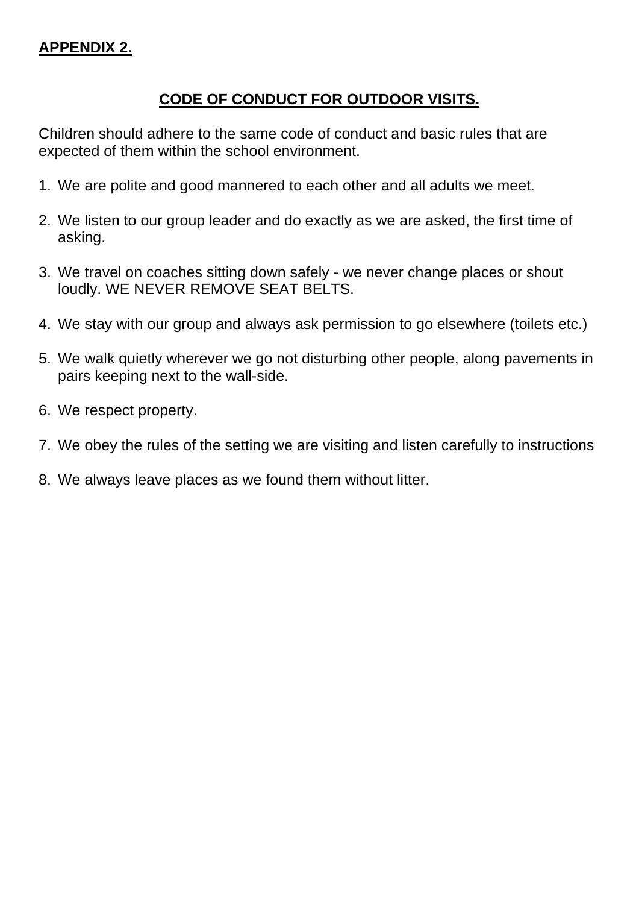**APPENDIX 2.**

## CODE OF CONDUCT FOR OUTDOOR VISITS.

Children should adhere to the same code of conduct and basic rules that are expected of them within the school environment.

1. We are polite and good mannered to each other and all adults we meet.
2. We listen to our group leader and do exactly as we are asked, the first time of asking.
3. We travel on coaches sitting down safely - we never change places or shout loudly. WE NEVER REMOVE SEAT BELTS.
4. We stay with our group and always ask permission to go elsewhere (toilets etc.)
5. We walk quietly wherever we go not disturbing other people, along pavements in pairs keeping next to the wall-side.
6. We respect property.
7. We obey the rules of the setting we are visiting and listen carefully to instructions
8. We always leave places as we found them without litter.